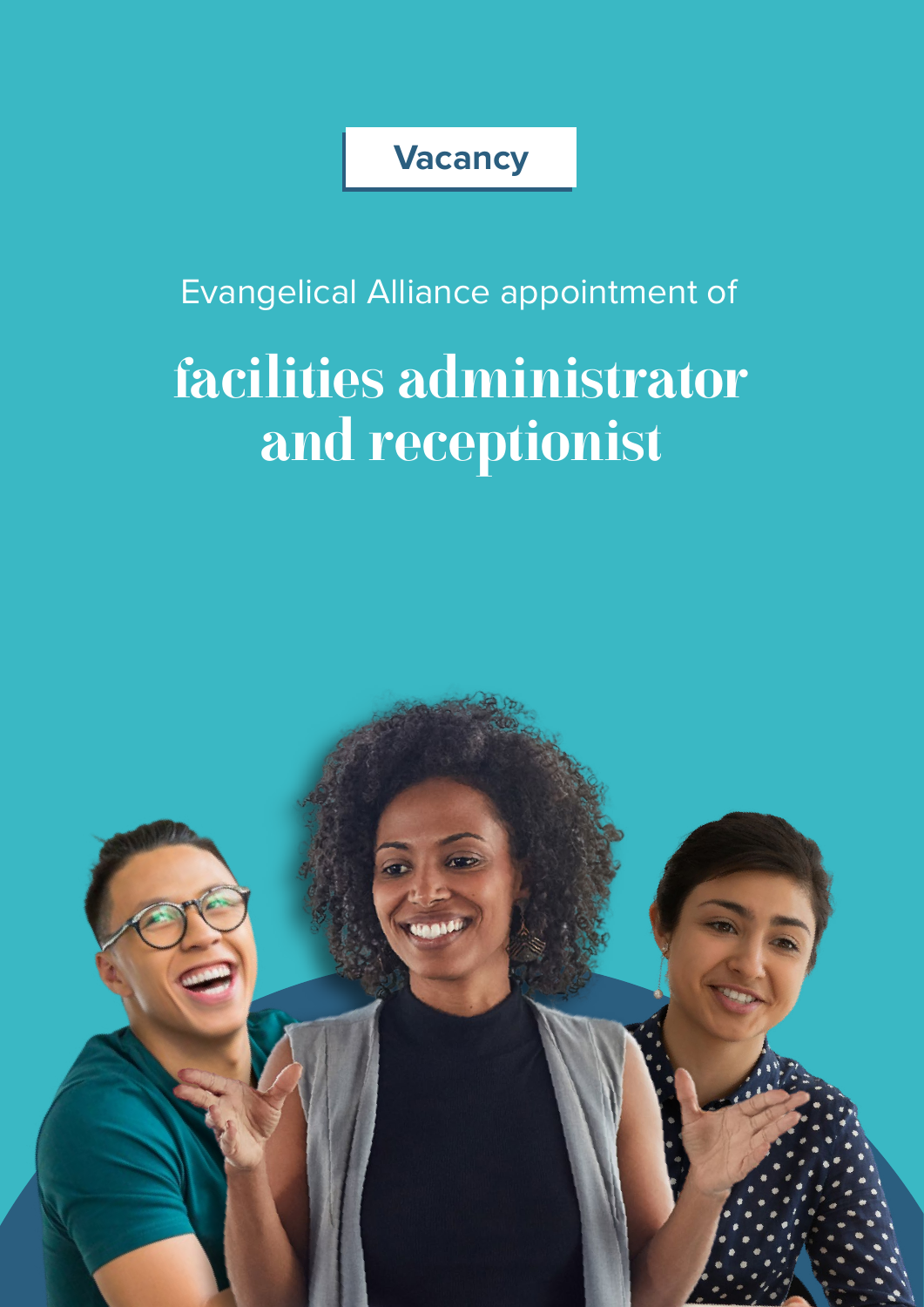Vacancy

Evangelical Alliance appointment of

# facilities administrator and receptionist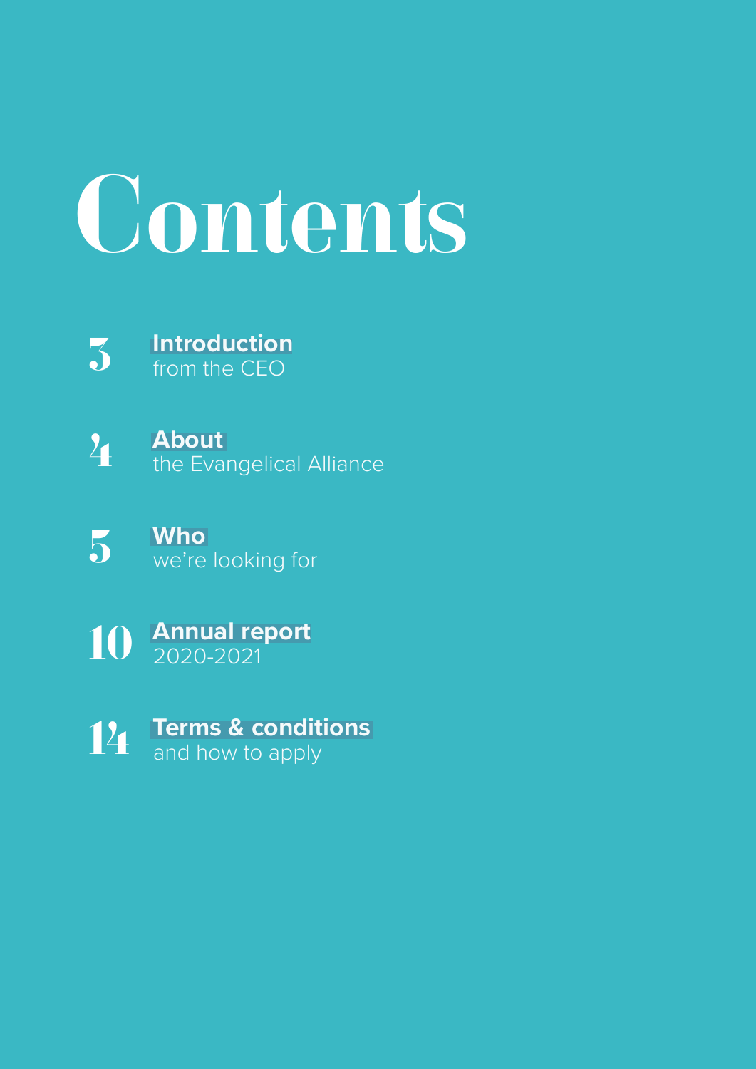# Contents

3 **Introduction** from the CEO

4 **About** the Evangelical Alliance

5 **Who** we're looking for

10 **Annual report** 2020-2021

14 **Terms & conditions** and how to apply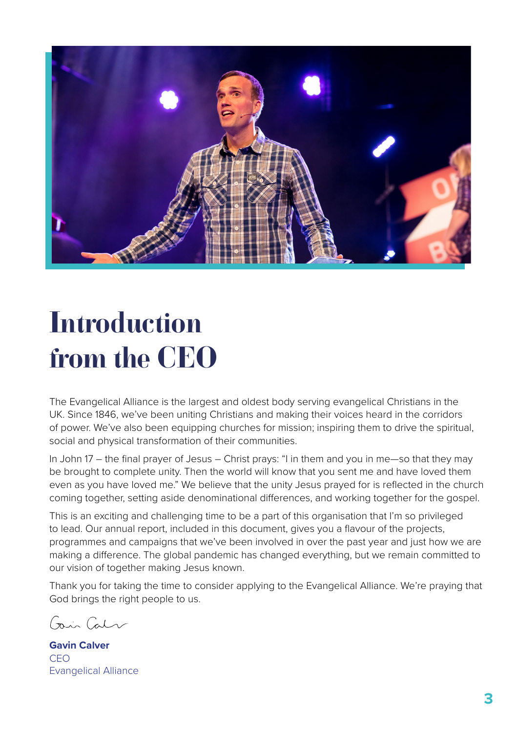# Introduction from the CEO

The Evangelical Alliance is the largest and oldest body serving evangelical Christians in the UK. Since 1846, we've been uniting Christians and making their voices heard in the corridors of power. We've also been equipping churches for mission; inspiring them to drive the spiritual, social and physical transformation of their communities.

In John 17 – the final prayer of Jesus – Christ prays: "I in them and you in me—so that they may be brought to complete unity. Then the world will know that you sent me and have loved them even as you have loved me." We believe that the unity Jesus prayed for is reflected in the church coming together, setting aside denominational differences, and working together for the gospel.

This is an exciting and challenging time to be a part of this organisation that I'm so privileged to lead. Our annual report, included in this document, gives you a flavour of the projects, programmes and campaigns that we've been involved in over the past year and just how we are making a difference. The global pandemic has changed everything, but we remain committed to our vision of together making Jesus known.

Thank you for taking the time to consider applying to the Evangelical Alliance. We're praying that God brings the right people to us.

**Gavin Calver**
CEO
Evangelical Alliance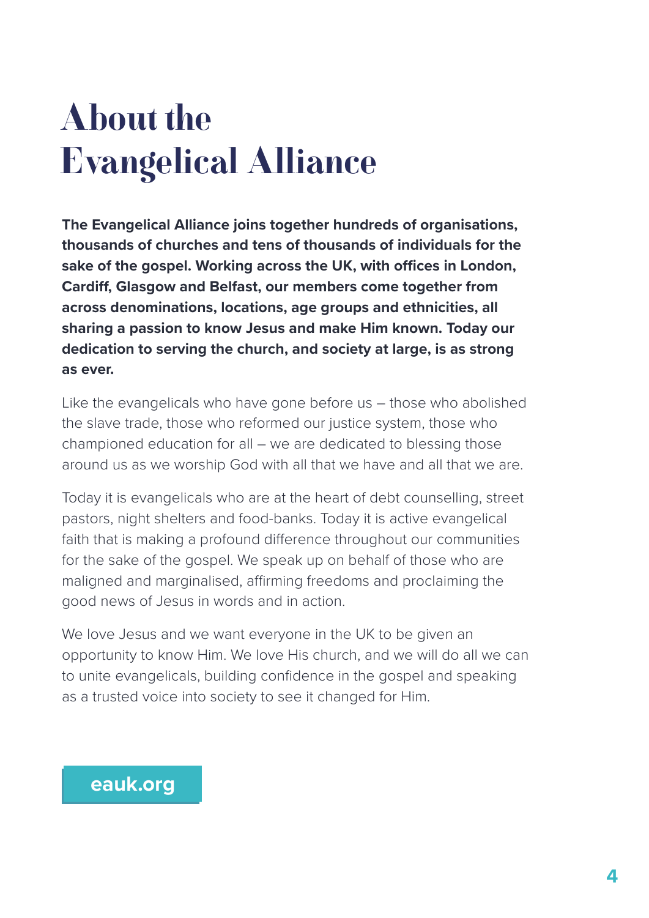# About the Evangelical Alliance

**The Evangelical Alliance joins together hundreds of organisations, thousands of churches and tens of thousands of individuals for the sake of the gospel. Working across the UK, with offices in London, Cardiff, Glasgow and Belfast, our members come together from across denominations, locations, age groups and ethnicities, all sharing a passion to know Jesus and make Him known. Today our dedication to serving the church, and society at large, is as strong as ever.**

Like the evangelicals who have gone before us – those who abolished the slave trade, those who reformed our justice system, those who championed education for all – we are dedicated to blessing those around us as we worship God with all that we have and all that we are.

Today it is evangelicals who are at the heart of debt counselling, street pastors, night shelters and food-banks. Today it is active evangelical faith that is making a profound difference throughout our communities for the sake of the gospel. We speak up on behalf of those who are maligned and marginalised, affirming freedoms and proclaiming the good news of Jesus in words and in action.

We love Jesus and we want everyone in the UK to be given an opportunity to know Him. We love His church, and we will do all we can to unite evangelicals, building confidence in the gospel and speaking as a trusted voice into society to see it changed for Him.

**eauk.org**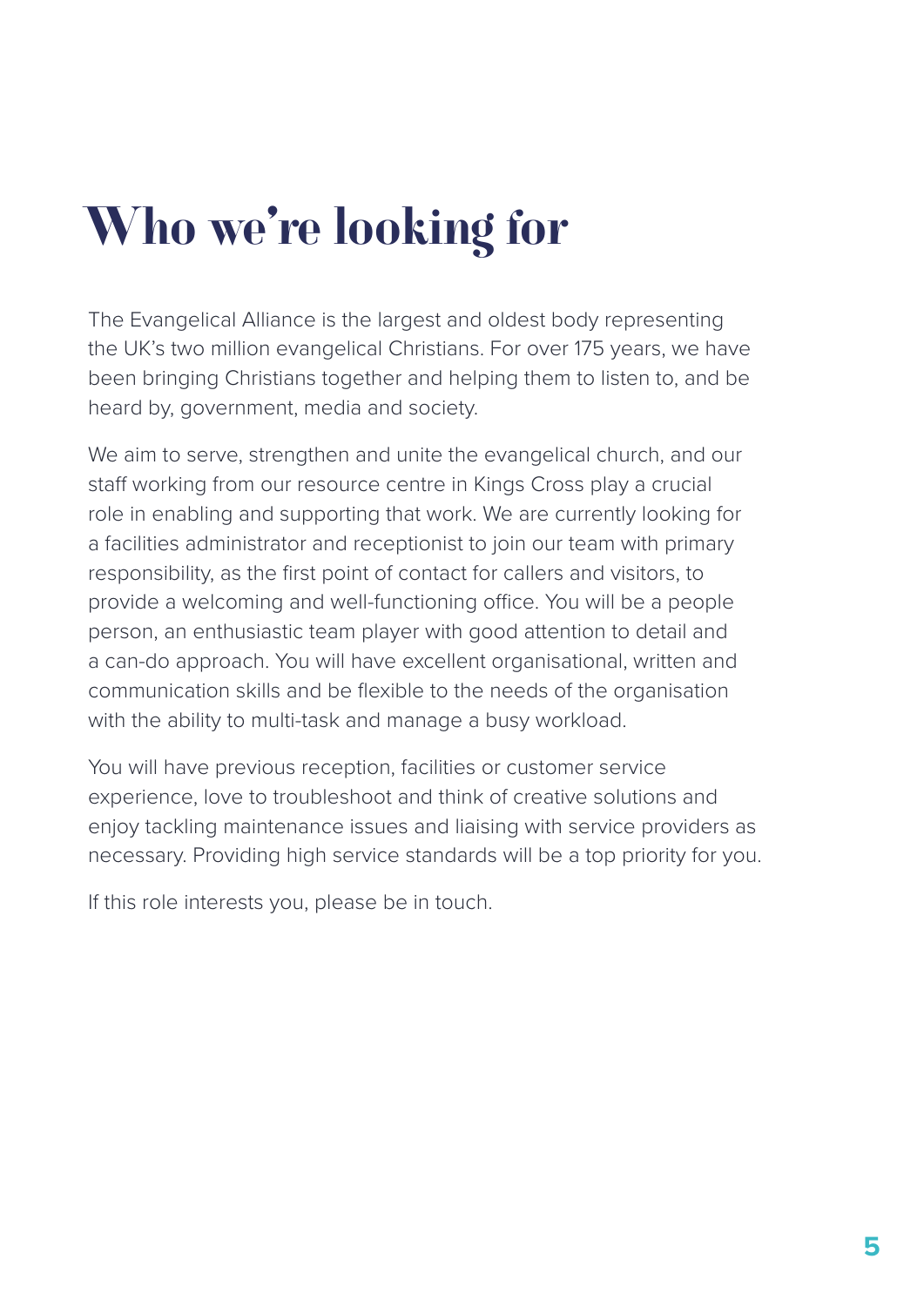# Who we're looking for

The Evangelical Alliance is the largest and oldest body representing the UK's two million evangelical Christians. For over 175 years, we have been bringing Christians together and helping them to listen to, and be heard by, government, media and society.

We aim to serve, strengthen and unite the evangelical church, and our staff working from our resource centre in Kings Cross play a crucial role in enabling and supporting that work. We are currently looking for a facilities administrator and receptionist to join our team with primary responsibility, as the first point of contact for callers and visitors, to provide a welcoming and well-functioning office. You will be a people person, an enthusiastic team player with good attention to detail and a can-do approach. You will have excellent organisational, written and communication skills and be flexible to the needs of the organisation with the ability to multi-task and manage a busy workload.

You will have previous reception, facilities or customer service experience, love to troubleshoot and think of creative solutions and enjoy tackling maintenance issues and liaising with service providers as necessary. Providing high service standards will be a top priority for you.

If this role interests you, please be in touch.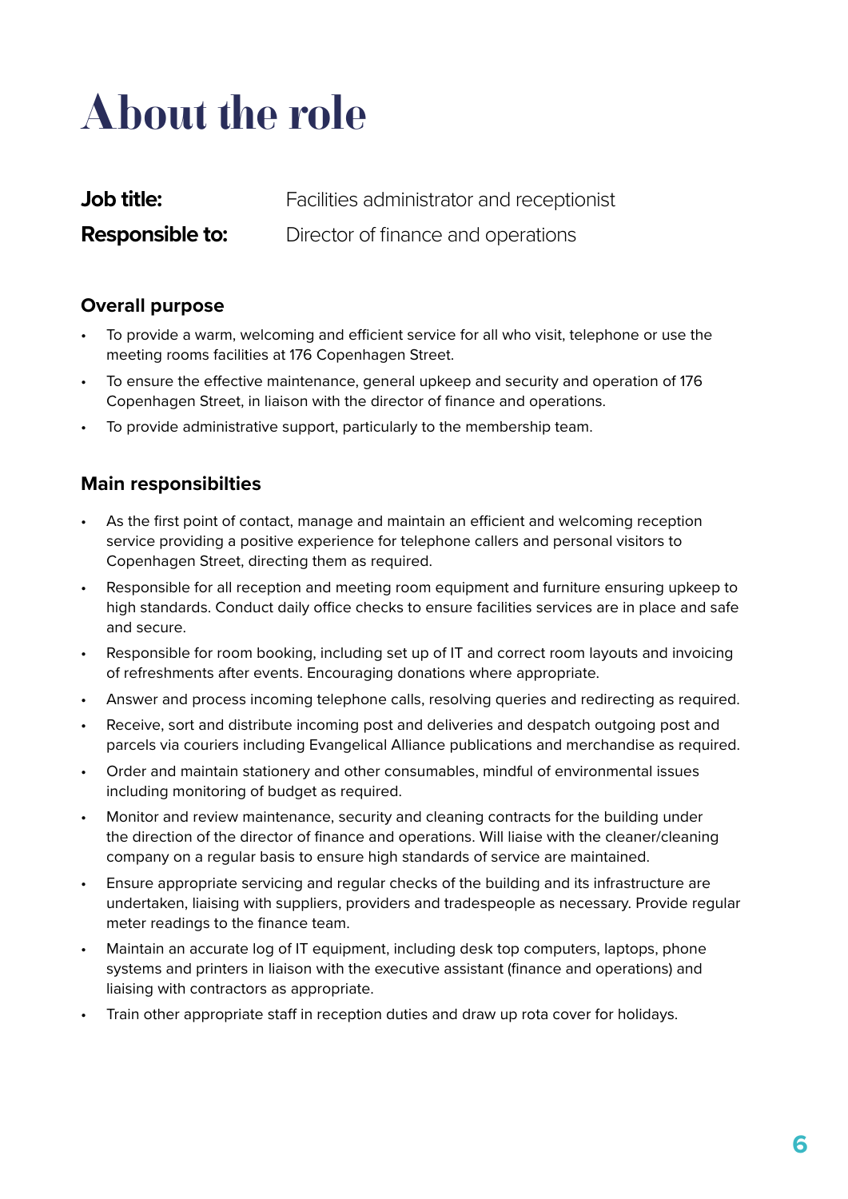# About the role

**Job title:** Facilities administrator and receptionist

**Responsible to:** Director of finance and operations

### Overall purpose

- To provide a warm, welcoming and efficient service for all who visit, telephone or use the meeting rooms facilities at 176 Copenhagen Street.
- To ensure the effective maintenance, general upkeep and security and operation of 176 Copenhagen Street, in liaison with the director of finance and operations.
- To provide administrative support, particularly to the membership team.

### Main responsibilties

- As the first point of contact, manage and maintain an efficient and welcoming reception service providing a positive experience for telephone callers and personal visitors to Copenhagen Street, directing them as required.
- Responsible for all reception and meeting room equipment and furniture ensuring upkeep to high standards. Conduct daily office checks to ensure facilities services are in place and safe and secure.
- Responsible for room booking, including set up of IT and correct room layouts and invoicing of refreshments after events. Encouraging donations where appropriate.
- Answer and process incoming telephone calls, resolving queries and redirecting as required.
- Receive, sort and distribute incoming post and deliveries and despatch outgoing post and parcels via couriers including Evangelical Alliance publications and merchandise as required.
- Order and maintain stationery and other consumables, mindful of environmental issues including monitoring of budget as required.
- Monitor and review maintenance, security and cleaning contracts for the building under the direction of the director of finance and operations. Will liaise with the cleaner/cleaning company on a regular basis to ensure high standards of service are maintained.
- Ensure appropriate servicing and regular checks of the building and its infrastructure are undertaken, liaising with suppliers, providers and tradespeople as necessary. Provide regular meter readings to the finance team.
- Maintain an accurate log of IT equipment, including desk top computers, laptops, phone systems and printers in liaison with the executive assistant (finance and operations) and liaising with contractors as appropriate.
- Train other appropriate staff in reception duties and draw up rota cover for holidays.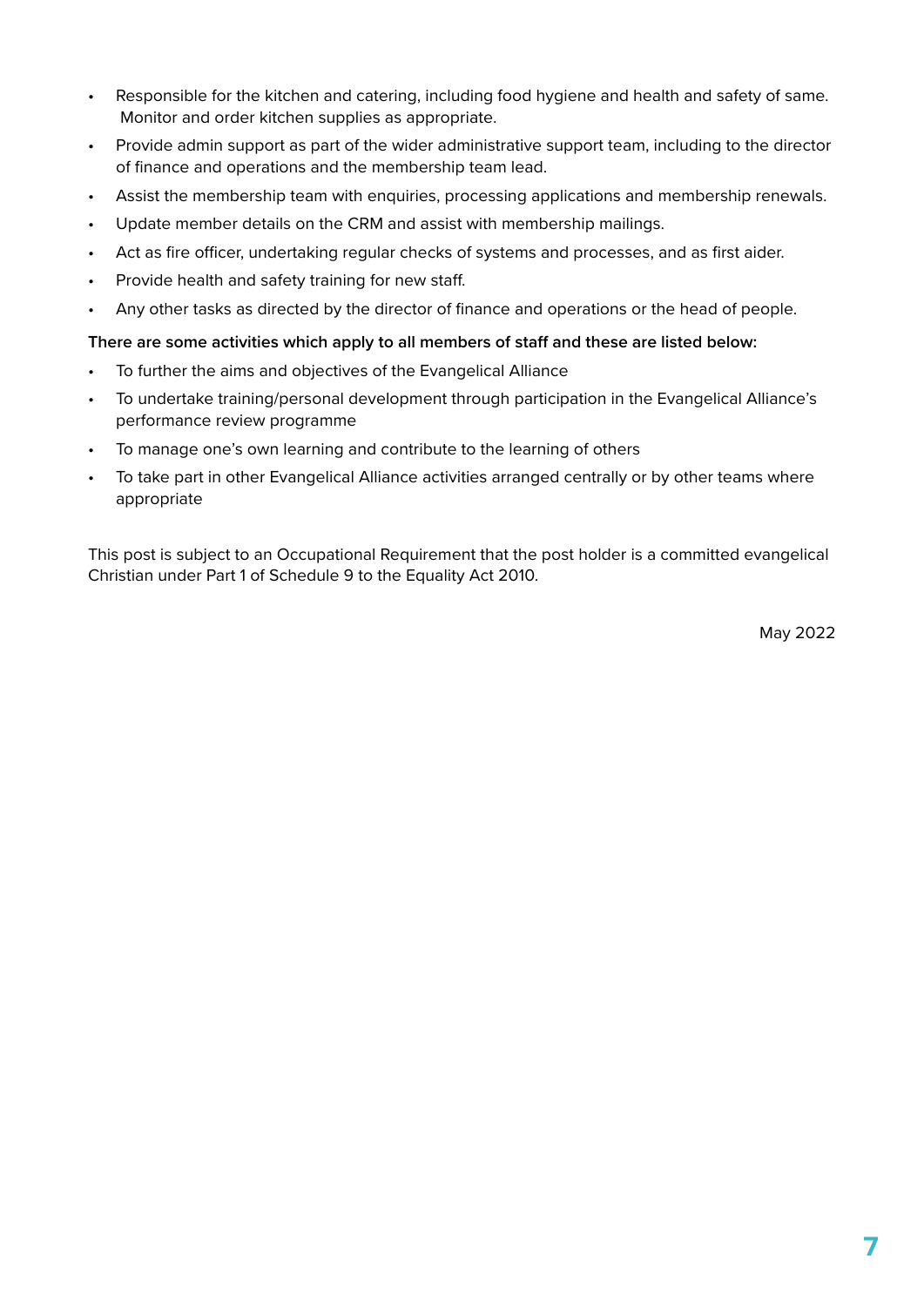- Responsible for the kitchen and catering, including food hygiene and health and safety of same. Monitor and order kitchen supplies as appropriate.
- Provide admin support as part of the wider administrative support team, including to the director of finance and operations and the membership team lead.
- Assist the membership team with enquiries, processing applications and membership renewals.
- Update member details on the CRM and assist with membership mailings.
- Act as fire officer, undertaking regular checks of systems and processes, and as first aider.
- Provide health and safety training for new staff.
- Any other tasks as directed by the director of finance and operations or the head of people.

**There are some activities which apply to all members of staff and these are listed below:**

- To further the aims and objectives of the Evangelical Alliance
- To undertake training/personal development through participation in the Evangelical Alliance's performance review programme
- To manage one's own learning and contribute to the learning of others
- To take part in other Evangelical Alliance activities arranged centrally or by other teams where appropriate

This post is subject to an Occupational Requirement that the post holder is a committed evangelical Christian under Part 1 of Schedule 9 to the Equality Act 2010.

May 2022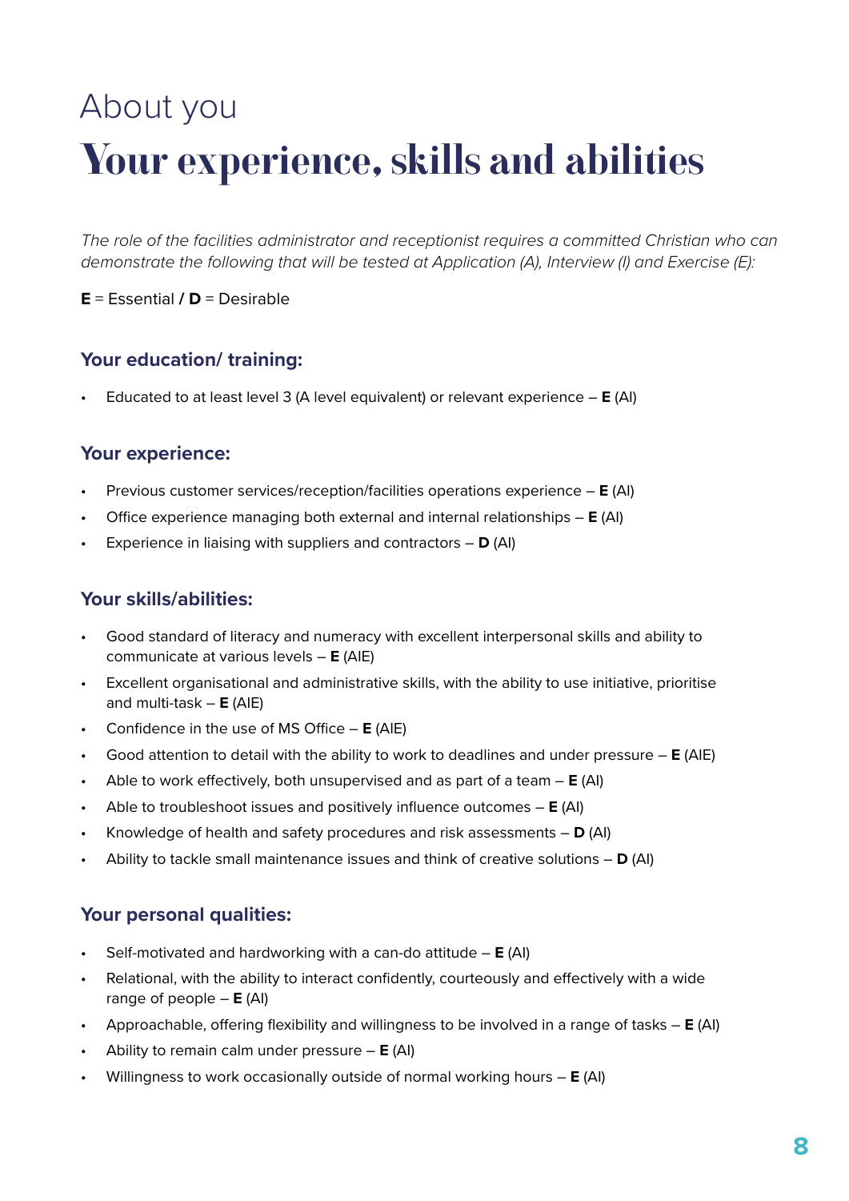About you

# Your experience, skills and abilities

*The role of the facilities administrator and receptionist requires a committed Christian who can demonstrate the following that will be tested at Application (A), Interview (I) and Exercise (E):*

**E** = Essential **/ D** = Desirable

### Your education/ training:

- Educated to at least level 3 (A level equivalent) or relevant experience – **E** (AI)

### Your experience:

- Previous customer services/reception/facilities operations experience – **E** (AI)
- Office experience managing both external and internal relationships – **E** (AI)
- Experience in liaising with suppliers and contractors – **D** (AI)

### Your skills/abilities:

- Good standard of literacy and numeracy with excellent interpersonal skills and ability to communicate at various levels – **E** (AIE)
- Excellent organisational and administrative skills, with the ability to use initiative, prioritise and multi-task – **E** (AIE)
- Confidence in the use of MS Office – **E** (AIE)
- Good attention to detail with the ability to work to deadlines and under pressure – **E** (AIE)
- Able to work effectively, both unsupervised and as part of a team – **E** (AI)
- Able to troubleshoot issues and positively influence outcomes – **E** (AI)
- Knowledge of health and safety procedures and risk assessments – **D** (AI)
- Ability to tackle small maintenance issues and think of creative solutions – **D** (AI)

### Your personal qualities:

- Self-motivated and hardworking with a can-do attitude – **E** (AI)
- Relational, with the ability to interact confidently, courteously and effectively with a wide range of people – **E** (AI)
- Approachable, offering flexibility and willingness to be involved in a range of tasks – **E** (AI)
- Ability to remain calm under pressure – **E** (AI)
- Willingness to work occasionally outside of normal working hours – **E** (AI)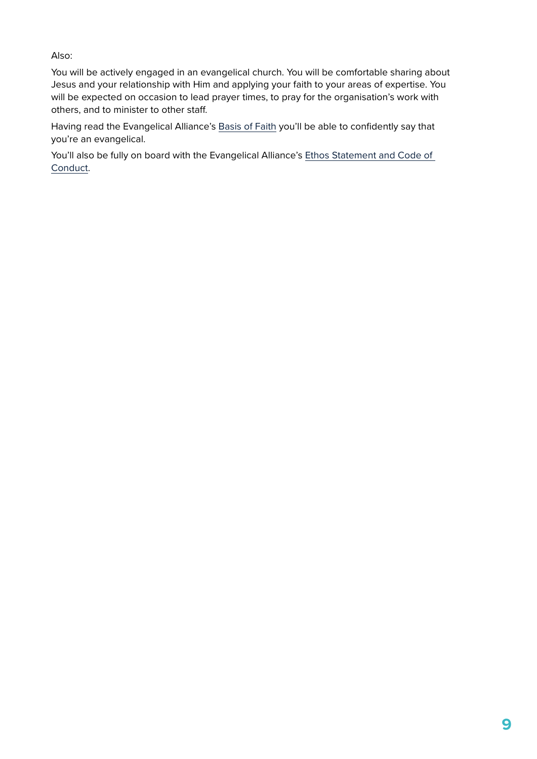Also:

You will be actively engaged in an evangelical church. You will be comfortable sharing about Jesus and your relationship with Him and applying your faith to your areas of expertise. You will be expected on occasion to lead prayer times, to pray for the organisation's work with others, and to minister to other staff.

Having read the Evangelical Alliance's Basis of Faith you'll be able to confidently say that you're an evangelical.

You'll also be fully on board with the Evangelical Alliance's Ethos Statement and Code of Conduct.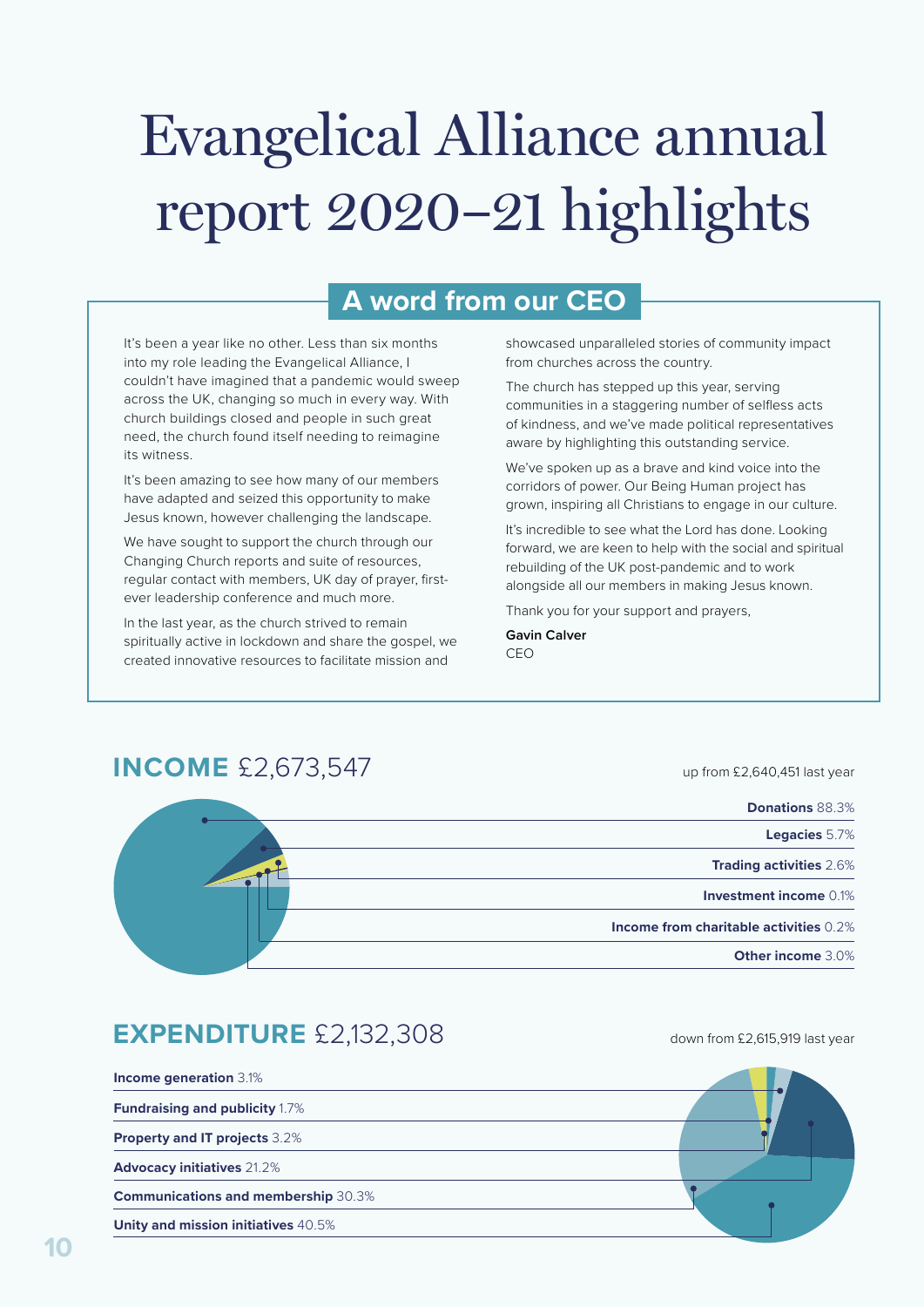# Evangelical Alliance annual report 2020–21 highlights

## A word from our CEO

It's been a year like no other. Less than six months into my role leading the Evangelical Alliance, I couldn't have imagined that a pandemic would sweep across the UK, changing so much in every way. With church buildings closed and people in such great need, the church found itself needing to reimagine its witness.

It's been amazing to see how many of our members have adapted and seized this opportunity to make Jesus known, however challenging the landscape.

We have sought to support the church through our Changing Church reports and suite of resources, regular contact with members, UK day of prayer, first-ever leadership conference and much more.

In the last year, as the church strived to remain spiritually active in lockdown and share the gospel, we created innovative resources to facilitate mission and showcased unparalleled stories of community impact from churches across the country.

The church has stepped up this year, serving communities in a staggering number of selfless acts of kindness, and we've made political representatives aware by highlighting this outstanding service.

We've spoken up as a brave and kind voice into the corridors of power. Our Being Human project has grown, inspiring all Christians to engage in our culture.

It's incredible to see what the Lord has done. Looking forward, we are keen to help with the social and spiritual rebuilding of the UK post-pandemic and to work alongside all our members in making Jesus known.

Thank you for your support and prayers,

**Gavin Calver**
CEO

## INCOME £2,673,547

up from £2,640,451 last year

- **Donations** 88.3%
- **Legacies** 5.7%
- **Trading activities** 2.6%
- **Investment income** 0.1%
- **Income from charitable activities** 0.2%
- **Other income** 3.0%

## EXPENDITURE £2,132,308

down from £2,615,919 last year

- **Income generation** 3.1%
- **Fundraising and publicity** 1.7%
- **Property and IT projects** 3.2%
- **Advocacy initiatives** 21.2%
- **Communications and membership** 30.3%
- **Unity and mission initiatives** 40.5%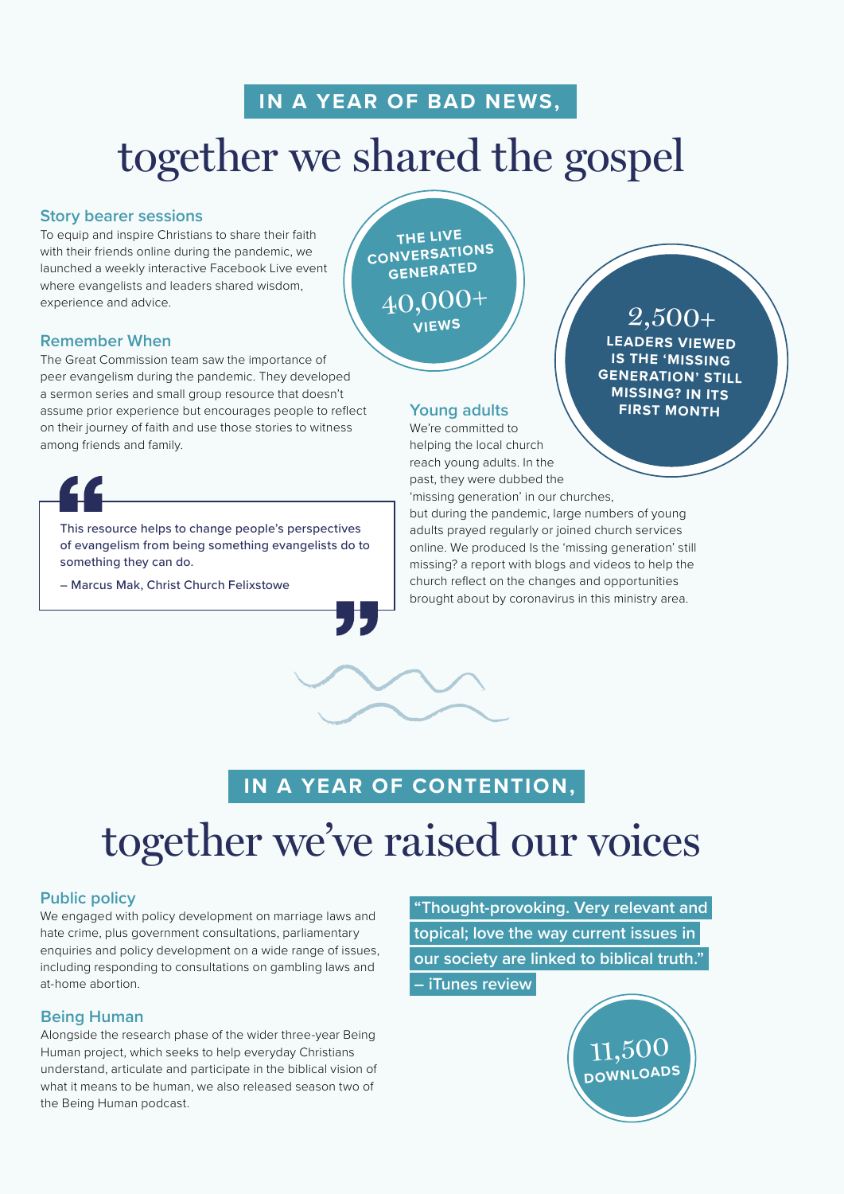**IN A YEAR OF BAD NEWS,**

# together we shared the gospel

### Story bearer sessions

To equip and inspire Christians to share their faith with their friends online during the pandemic, we launched a weekly interactive Facebook Live event where evangelists and leaders shared wisdom, experience and advice.

**THE LIVE CONVERSATIONS GENERATED 40,000+ VIEWS**

### Remember When

The Great Commission team saw the importance of peer evangelism during the pandemic. They developed a sermon series and small group resource that doesn't assume prior experience but encourages people to reflect on their journey of faith and use those stories to witness among friends and family.

> This resource helps to change people's perspectives of evangelism from being something evangelists do to something they can do.
>
> – Marcus Mak, Christ Church Felixstowe

**2,500+ LEADERS VIEWED IS THE 'MISSING GENERATION' STILL MISSING? IN ITS FIRST MONTH**

### Young adults

We're committed to helping the local church reach young adults. In the past, they were dubbed the 'missing generation' in our churches, but during the pandemic, large numbers of young adults prayed regularly or joined church services online. We produced Is the 'missing generation' still missing? a report with blogs and videos to help the church reflect on the changes and opportunities brought about by coronavirus in this ministry area.

**IN A YEAR OF CONTENTION,**

# together we've raised our voices

### Public policy

We engaged with policy development on marriage laws and hate crime, plus government consultations, parliamentary enquiries and policy development on a wide range of issues, including responding to consultations on gambling laws and at-home abortion.

### Being Human

Alongside the research phase of the wider three-year Being Human project, which seeks to help everyday Christians understand, articulate and participate in the biblical vision of what it means to be human, we also released season two of the Being Human podcast.

> "Thought-provoking. Very relevant and topical; love the way current issues in our society are linked to biblical truth."
> – iTunes review

**11,500 DOWNLOADS**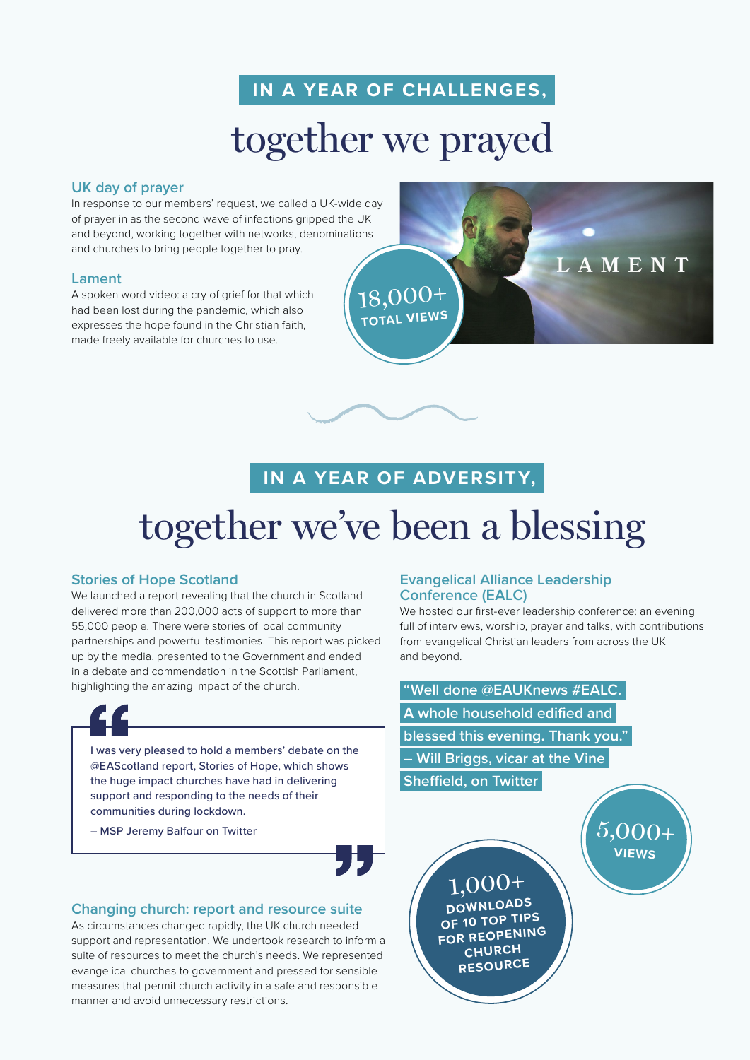## IN A YEAR OF CHALLENGES,

# together we prayed

### UK day of prayer

In response to our members' request, we called a UK-wide day of prayer in as the second wave of infections gripped the UK and beyond, working together with networks, denominations and churches to bring people together to pray.

### Lament

A spoken word video: a cry of grief for that which had been lost during the pandemic, which also expresses the hope found in the Christian faith, made freely available for churches to use.

18,000+ TOTAL VIEWS

LAMENT

## IN A YEAR OF ADVERSITY,

# together we've been a blessing

### Stories of Hope Scotland

We launched a report revealing that the church in Scotland delivered more than 200,000 acts of support to more than 55,000 people. There were stories of local community partnerships and powerful testimonies. This report was picked up by the media, presented to the Government and ended in a debate and commendation in the Scottish Parliament, highlighting the amazing impact of the church.

> I was very pleased to hold a members' debate on the @EAScotland report, Stories of Hope, which shows the huge impact churches have had in delivering support and responding to the needs of their communities during lockdown.
>
> – MSP Jeremy Balfour on Twitter

### Changing church: report and resource suite

As circumstances changed rapidly, the UK church needed support and representation. We undertook research to inform a suite of resources to meet the church's needs. We represented evangelical churches to government and pressed for sensible measures that permit church activity in a safe and responsible manner and avoid unnecessary restrictions.

### Evangelical Alliance Leadership Conference (EALC)

We hosted our first-ever leadership conference: an evening full of interviews, worship, prayer and talks, with contributions from evangelical Christian leaders from across the UK and beyond.

> "Well done @EAUKnews #EALC. A whole household edified and blessed this evening. Thank you."
> – Will Briggs, vicar at the Vine Sheffield, on Twitter

5,000+ VIEWS

1,000+ DOWNLOADS OF 10 TOP TIPS FOR REOPENING CHURCH RESOURCE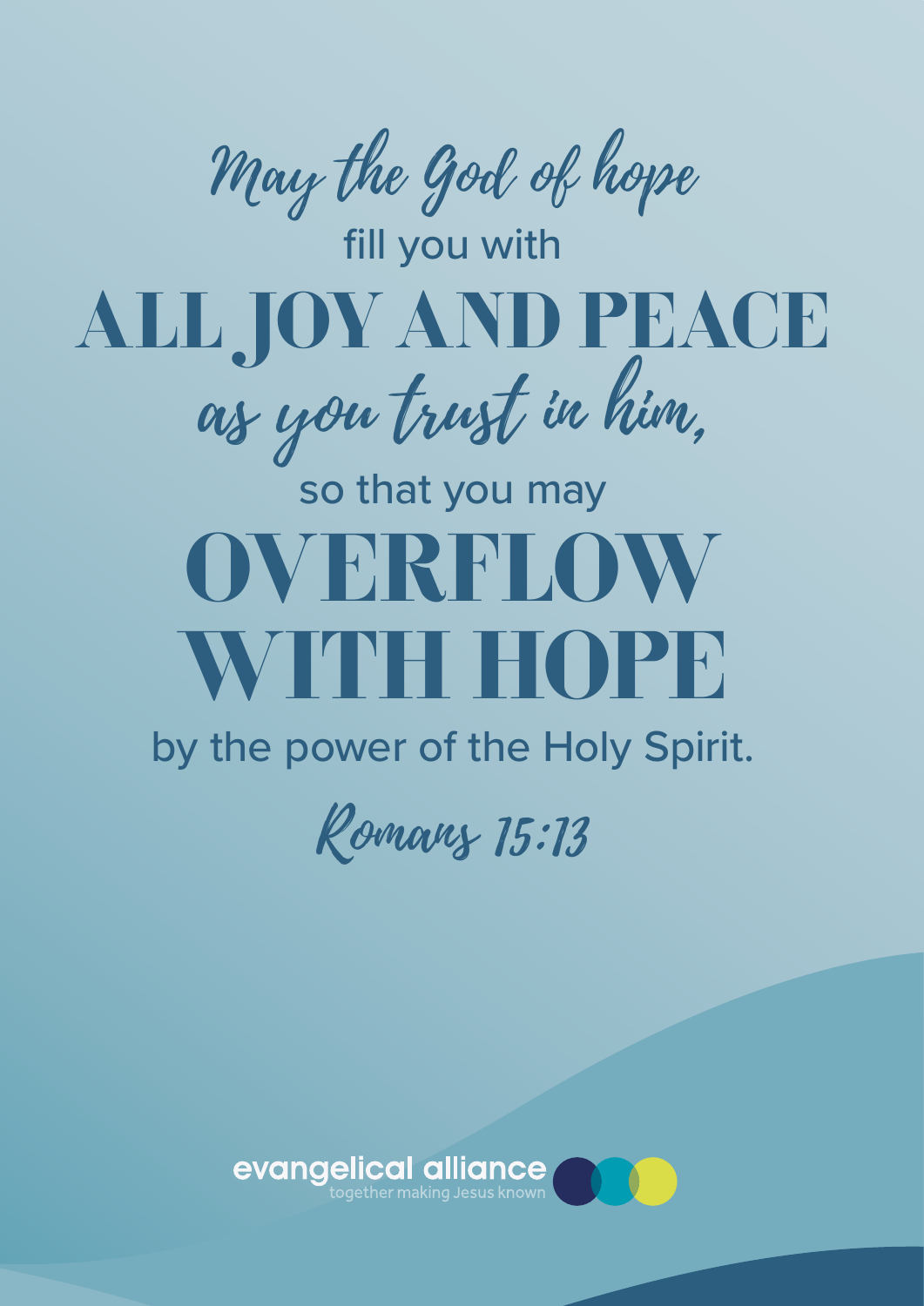*May the God of hope*

fill you with

**ALL JOY AND PEACE**

*as you trust in him,*

so that you may

**OVERFLOW WITH HOPE**

by the power of the Holy Spirit.

*Romans 15:13*

evangelical alliance

together making Jesus known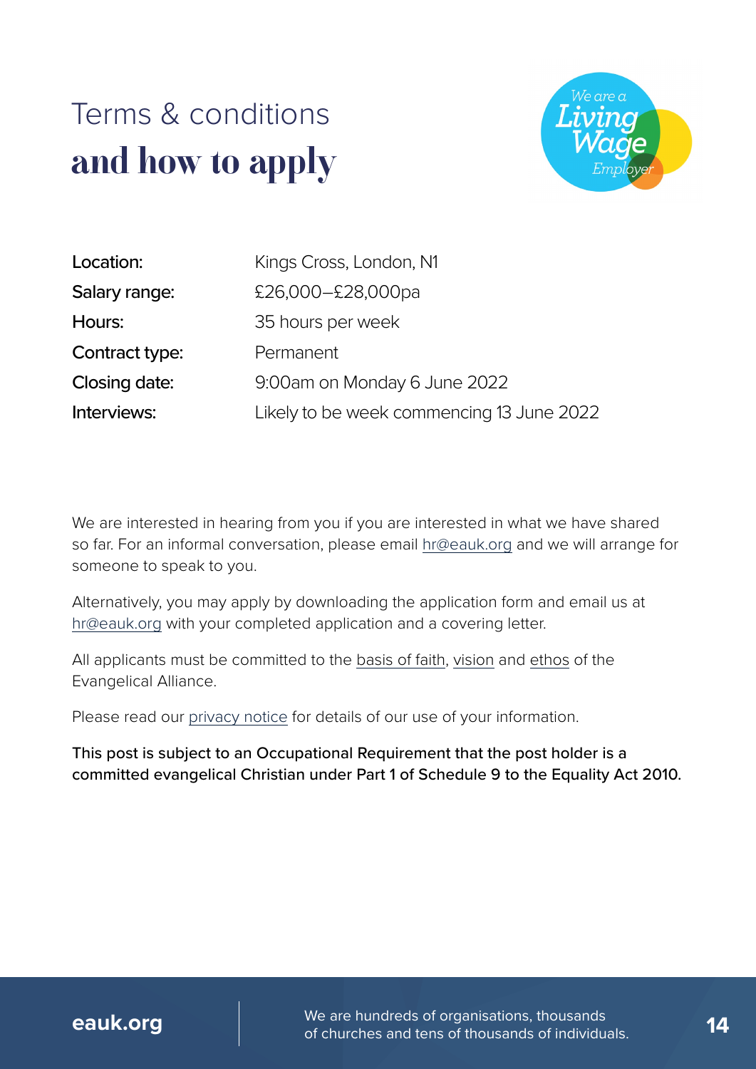# Terms & conditions **and how to apply**

| | |
|---|---|
| **Location:** | Kings Cross, London, N1 |
| **Salary range:** | £26,000–£28,000pa |
| **Hours:** | 35 hours per week |
| **Contract type:** | Permanent |
| **Closing date:** | 9:00am on Monday 6 June 2022 |
| **Interviews:** | Likely to be week commencing 13 June 2022 |

We are interested in hearing from you if you are interested in what we have shared so far. For an informal conversation, please email hr@eauk.org and we will arrange for someone to speak to you.

Alternatively, you may apply by downloading the application form and email us at hr@eauk.org with your completed application and a covering letter.

All applicants must be committed to the basis of faith, vision and ethos of the Evangelical Alliance.

Please read our privacy notice for details of our use of your information.

This post is subject to an Occupational Requirement that the post holder is a committed evangelical Christian under Part 1 of Schedule 9 to the Equality Act 2010.